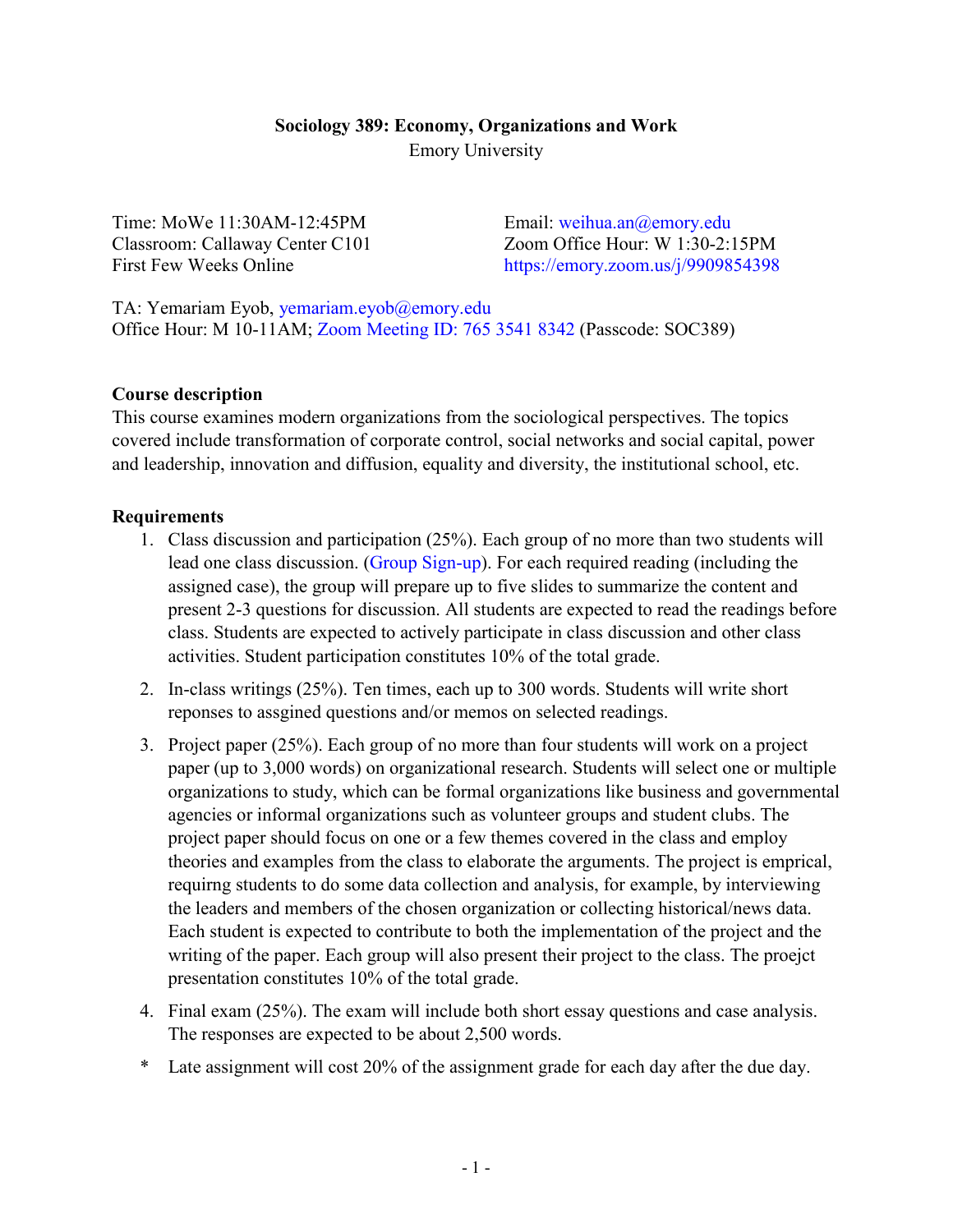**Sociology 389: Economy, Organizations and Work**
Emory University

Time: MoWe 11:30AM-12:45PM
Classroom: Callaway Center C101
First Few Weeks Online

Email: weihua.an@emory.edu
Zoom Office Hour: W 1:30-2:15PM
https://emory.zoom.us/j/9909854398

TA: Yemariam Eyob, yemariam.eyob@emory.edu
Office Hour: M 10-11AM; Zoom Meeting ID: 765 3541 8342 (Passcode: SOC389)

**Course description**

This course examines modern organizations from the sociological perspectives. The topics covered include transformation of corporate control, social networks and social capital, power and leadership, innovation and diffusion, equality and diversity, the institutional school, etc.

**Requirements**

1. Class discussion and participation (25%). Each group of no more than two students will lead one class discussion. (Group Sign-up). For each required reading (including the assigned case), the group will prepare up to five slides to summarize the content and present 2-3 questions for discussion. All students are expected to read the readings before class. Students are expected to actively participate in class discussion and other class activities. Student participation constitutes 10% of the total grade.
2. In-class writings (25%). Ten times, each up to 300 words. Students will write short reponses to assgined questions and/or memos on selected readings.
3. Project paper (25%). Each group of no more than four students will work on a project paper (up to 3,000 words) on organizational research. Students will select one or multiple organizations to study, which can be formal organizations like business and governmental agencies or informal organizations such as volunteer groups and student clubs. The project paper should focus on one or a few themes covered in the class and employ theories and examples from the class to elaborate the arguments. The project is emprical, requirng students to do some data collection and analysis, for example, by interviewing the leaders and members of the chosen organization or collecting historical/news data. Each student is expected to contribute to both the implementation of the project and the writing of the paper. Each group will also present their project to the class. The proejct presentation constitutes 10% of the total grade.
4. Final exam (25%). The exam will include both short essay questions and case analysis. The responses are expected to be about 2,500 words.

\* Late assignment will cost 20% of the assignment grade for each day after the due day.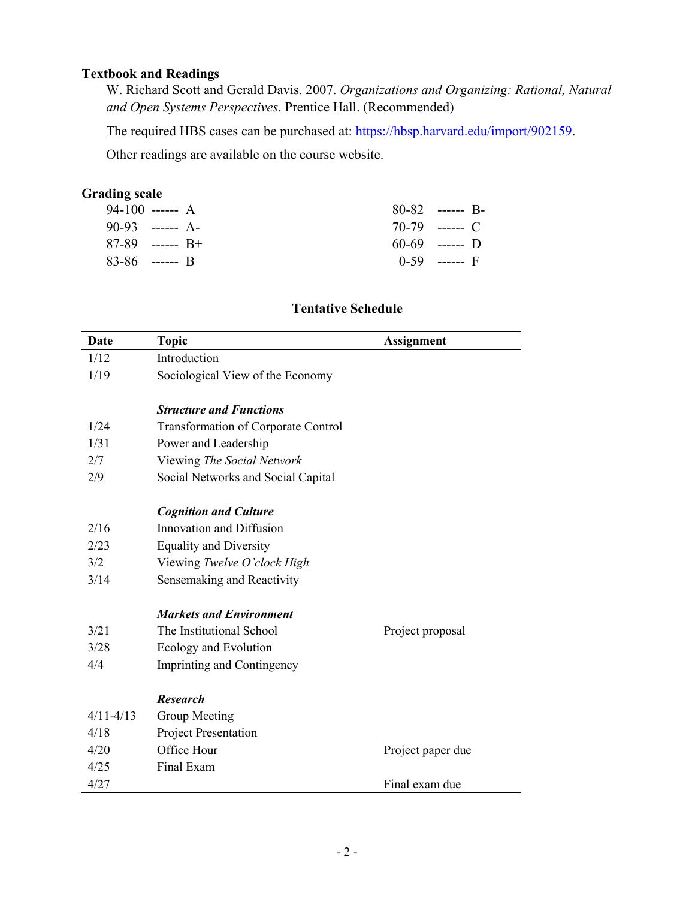### Textbook and Readings

W. Richard Scott and Gerald Davis. 2007. *Organizations and Organizing: Rational, Natural and Open Systems Perspectives*. Prentice Hall. (Recommended)

The required HBS cases can be purchased at: https://hbsp.harvard.edu/import/902159.

Other readings are available on the course website.

### Grading scale

| | | | |
|---|---|---|---|
| 94-100 | A | 80-82 | B- |
| 90-93 | A- | 70-79 | C |
| 87-89 | B+ | 60-69 | D |
| 83-86 | B | 0-59 | F |

## Tentative Schedule

| Date | Topic | Assignment |
|---|---|---|
| 1/12 | Introduction | |
| 1/19 | Sociological View of the Economy | |
| | ***Structure and Functions*** | |
| 1/24 | Transformation of Corporate Control | |
| 1/31 | Power and Leadership | |
| 2/7 | Viewing *The Social Network* | |
| 2/9 | Social Networks and Social Capital | |
| | ***Cognition and Culture*** | |
| 2/16 | Innovation and Diffusion | |
| 2/23 | Equality and Diversity | |
| 3/2 | Viewing *Twelve O'clock High* | |
| 3/14 | Sensemaking and Reactivity | |
| | ***Markets and Environment*** | |
| 3/21 | The Institutional School | Project proposal |
| 3/28 | Ecology and Evolution | |
| 4/4 | Imprinting and Contingency | |
| | ***Research*** | |
| 4/11-4/13 | Group Meeting | |
| 4/18 | Project Presentation | |
| 4/20 | Office Hour | Project paper due |
| 4/25 | Final Exam | |
| 4/27 | | Final exam due |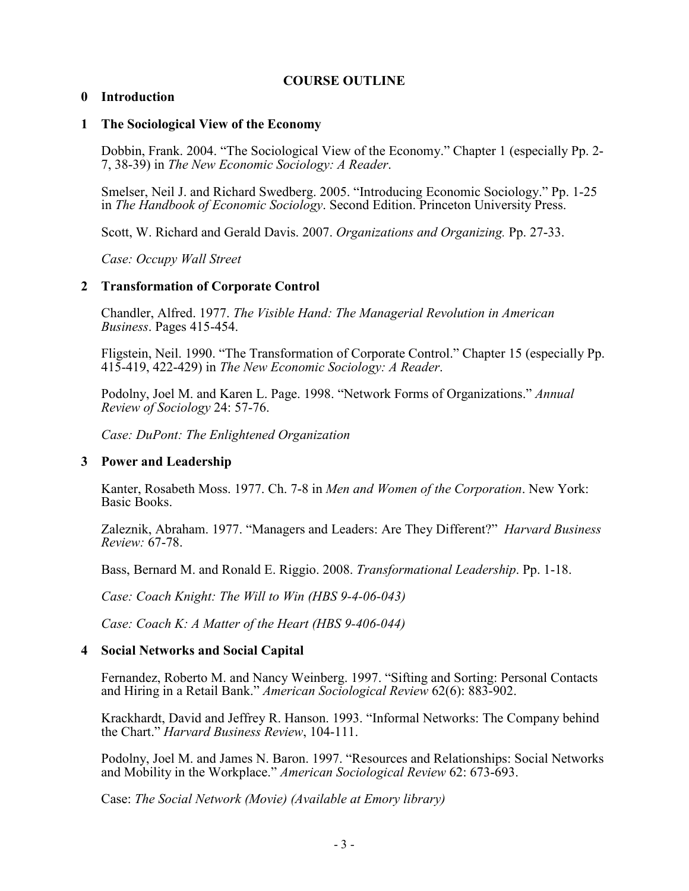# COURSE OUTLINE

## 0 Introduction

## 1 The Sociological View of the Economy

Dobbin, Frank. 2004. "The Sociological View of the Economy." Chapter 1 (especially Pp. 2-7, 38-39) in *The New Economic Sociology: A Reader*.

Smelser, Neil J. and Richard Swedberg. 2005. "Introducing Economic Sociology." Pp. 1-25 in *The Handbook of Economic Sociology*. Second Edition. Princeton University Press.

Scott, W. Richard and Gerald Davis. 2007. *Organizations and Organizing.* Pp. 27-33.

*Case: Occupy Wall Street*

## 2 Transformation of Corporate Control

Chandler, Alfred. 1977. *The Visible Hand: The Managerial Revolution in American Business*. Pages 415-454.

Fligstein, Neil. 1990. "The Transformation of Corporate Control." Chapter 15 (especially Pp. 415-419, 422-429) in *The New Economic Sociology: A Reader*.

Podolny, Joel M. and Karen L. Page. 1998. "Network Forms of Organizations." *Annual Review of Sociology* 24: 57-76.

*Case: DuPont: The Enlightened Organization*

## 3 Power and Leadership

Kanter, Rosabeth Moss. 1977. Ch. 7-8 in *Men and Women of the Corporation*. New York: Basic Books.

Zaleznik, Abraham. 1977. "Managers and Leaders: Are They Different?" *Harvard Business Review:* 67-78.

Bass, Bernard M. and Ronald E. Riggio. 2008. *Transformational Leadership*. Pp. 1-18.

*Case: Coach Knight: The Will to Win (HBS 9-4-06-043)*

*Case: Coach K: A Matter of the Heart (HBS 9-406-044)*

## 4 Social Networks and Social Capital

Fernandez, Roberto M. and Nancy Weinberg. 1997. "Sifting and Sorting: Personal Contacts and Hiring in a Retail Bank." *American Sociological Review* 62(6): 883-902.

Krackhardt, David and Jeffrey R. Hanson. 1993. "Informal Networks: The Company behind the Chart." *Harvard Business Review*, 104-111.

Podolny, Joel M. and James N. Baron. 1997. "Resources and Relationships: Social Networks and Mobility in the Workplace." *American Sociological Review* 62: 673-693.

Case: *The Social Network (Movie) (Available at Emory library)*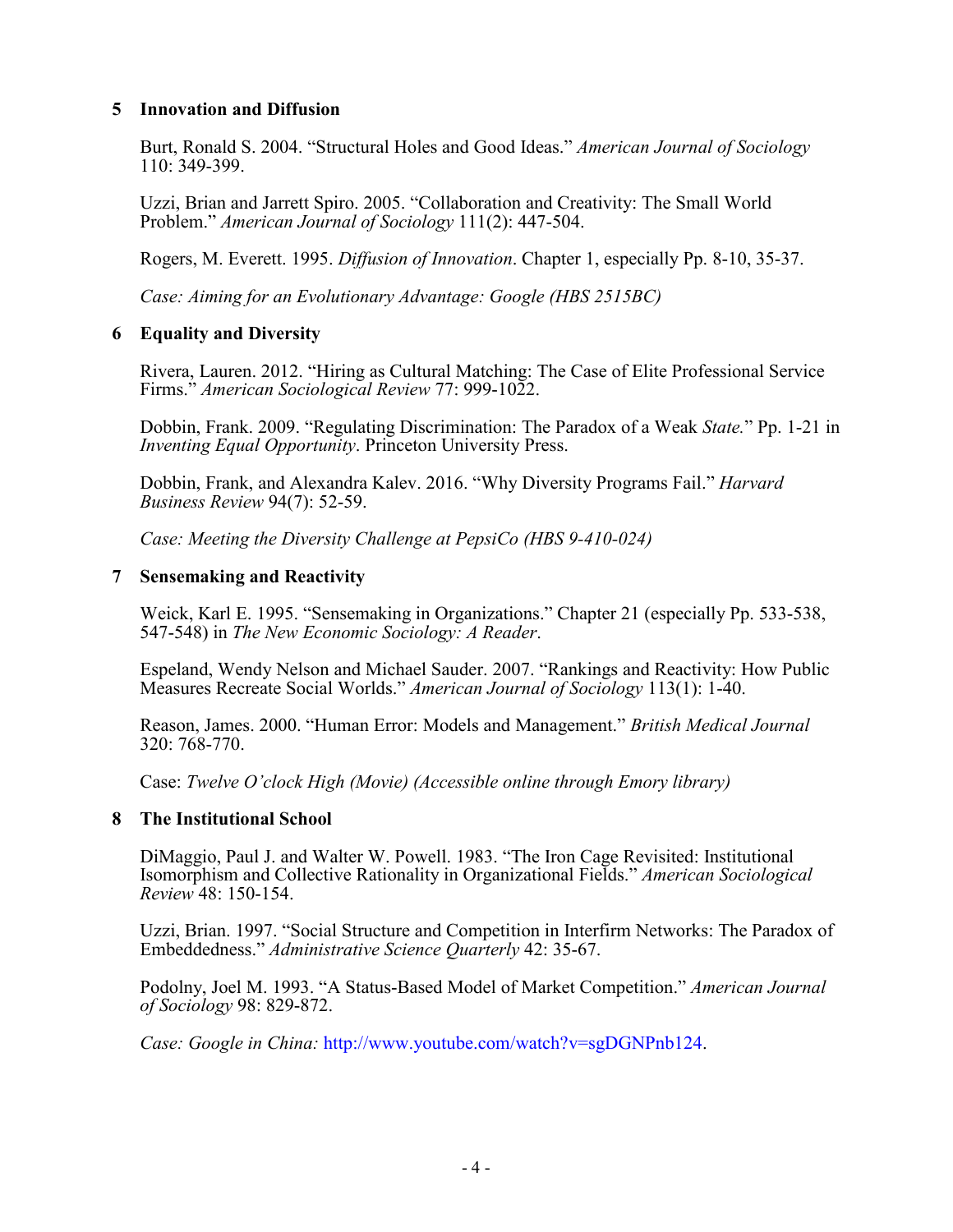## 5 Innovation and Diffusion

Burt, Ronald S. 2004. "Structural Holes and Good Ideas." *American Journal of Sociology* 110: 349-399.

Uzzi, Brian and Jarrett Spiro. 2005. "Collaboration and Creativity: The Small World Problem." *American Journal of Sociology* 111(2): 447-504.

Rogers, M. Everett. 1995. *Diffusion of Innovation*. Chapter 1, especially Pp. 8-10, 35-37.

*Case: Aiming for an Evolutionary Advantage: Google (HBS 2515BC)*

## 6 Equality and Diversity

Rivera, Lauren. 2012. "Hiring as Cultural Matching: The Case of Elite Professional Service Firms." *American Sociological Review* 77: 999-1022.

Dobbin, Frank. 2009. "Regulating Discrimination: The Paradox of a Weak *State*." Pp. 1-21 in *Inventing Equal Opportunity*. Princeton University Press.

Dobbin, Frank, and Alexandra Kalev. 2016. "Why Diversity Programs Fail." *Harvard Business Review* 94(7): 52-59.

*Case: Meeting the Diversity Challenge at PepsiCo (HBS 9-410-024)*

## 7 Sensemaking and Reactivity

Weick, Karl E. 1995. "Sensemaking in Organizations." Chapter 21 (especially Pp. 533-538, 547-548) in *The New Economic Sociology: A Reader*.

Espeland, Wendy Nelson and Michael Sauder. 2007. "Rankings and Reactivity: How Public Measures Recreate Social Worlds." *American Journal of Sociology* 113(1): 1-40.

Reason, James. 2000. "Human Error: Models and Management." *British Medical Journal* 320: 768-770.

Case: *Twelve O'clock High (Movie) (Accessible online through Emory library)*

## 8 The Institutional School

DiMaggio, Paul J. and Walter W. Powell. 1983. "The Iron Cage Revisited: Institutional Isomorphism and Collective Rationality in Organizational Fields." *American Sociological Review* 48: 150-154.

Uzzi, Brian. 1997. "Social Structure and Competition in Interfirm Networks: The Paradox of Embeddedness." *Administrative Science Quarterly* 42: 35-67.

Podolny, Joel M. 1993. "A Status-Based Model of Market Competition." *American Journal of Sociology* 98: 829-872.

*Case: Google in China:* http://www.youtube.com/watch?v=sgDGNPnb124.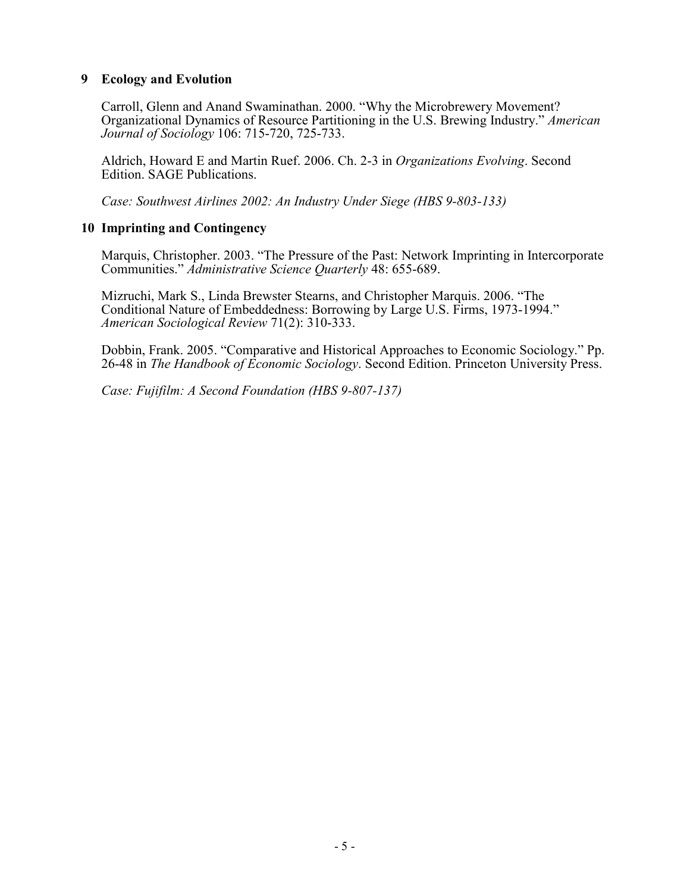## 9 Ecology and Evolution

Carroll, Glenn and Anand Swaminathan. 2000. "Why the Microbrewery Movement? Organizational Dynamics of Resource Partitioning in the U.S. Brewing Industry." *American Journal of Sociology* 106: 715-720, 725-733.

Aldrich, Howard E and Martin Ruef. 2006. Ch. 2-3 in *Organizations Evolving*. Second Edition. SAGE Publications.

*Case: Southwest Airlines 2002: An Industry Under Siege (HBS 9-803-133)*

## 10 Imprinting and Contingency

Marquis, Christopher. 2003. "The Pressure of the Past: Network Imprinting in Intercorporate Communities." *Administrative Science Quarterly* 48: 655-689.

Mizruchi, Mark S., Linda Brewster Stearns, and Christopher Marquis. 2006. "The Conditional Nature of Embeddedness: Borrowing by Large U.S. Firms, 1973-1994." *American Sociological Review* 71(2): 310-333.

Dobbin, Frank. 2005. "Comparative and Historical Approaches to Economic Sociology." Pp. 26-48 in *The Handbook of Economic Sociology*. Second Edition. Princeton University Press.

*Case: Fujifilm: A Second Foundation (HBS 9-807-137)*